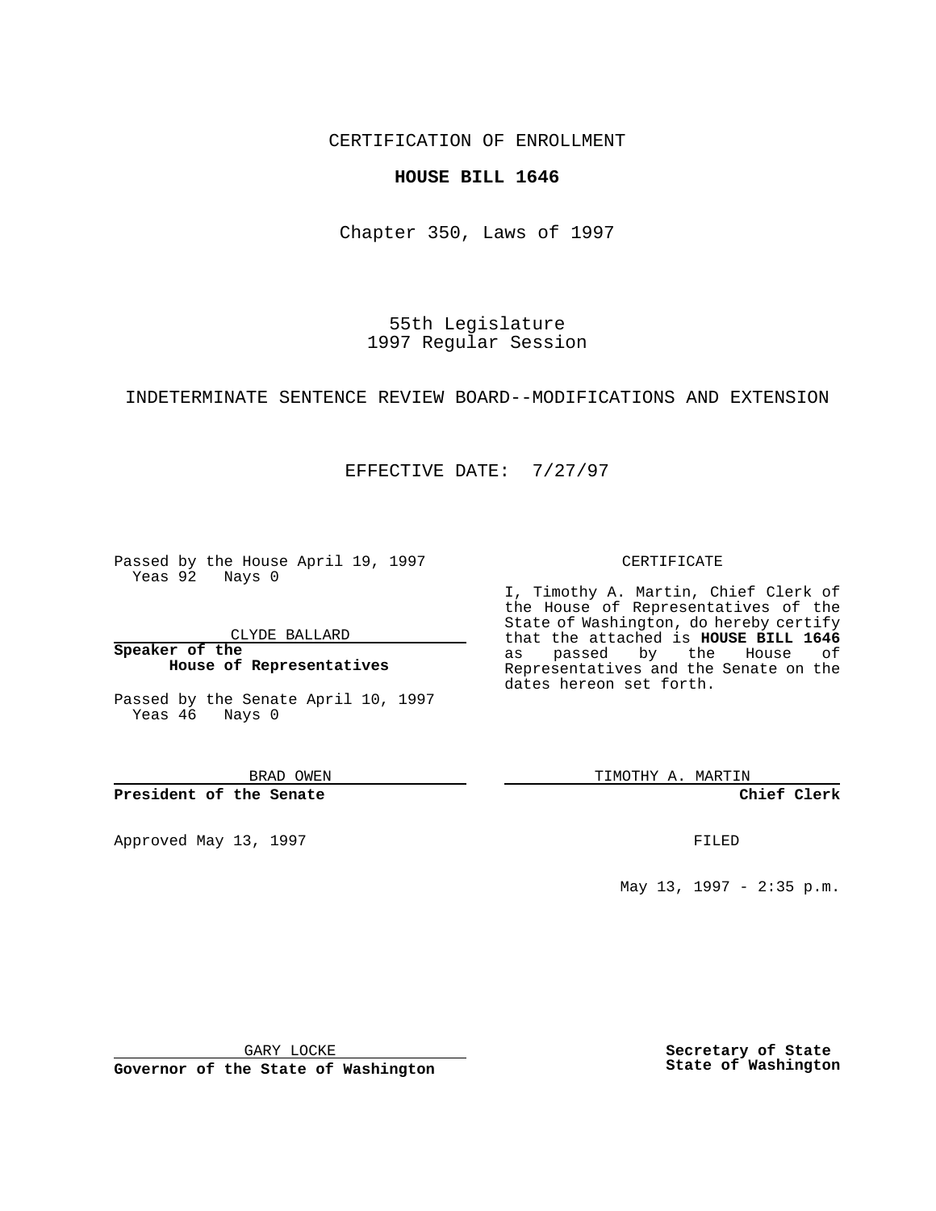CERTIFICATION OF ENROLLMENT

**HOUSE BILL 1646**

Chapter 350, Laws of 1997

55th Legislature
1997 Regular Session

INDETERMINATE SENTENCE REVIEW BOARD--MODIFICATIONS AND EXTENSION

EFFECTIVE DATE: 7/27/97

Passed by the House April 19, 1997
Yeas 92 Nays 0

CLYDE BALLARD

**Speaker of the House of Representatives**

Passed by the Senate April 10, 1997
Yeas 46 Nays 0

BRAD OWEN

**President of the Senate**

Approved May 13, 1997

GARY LOCKE

**Governor of the State of Washington**

CERTIFICATE

I, Timothy A. Martin, Chief Clerk of the House of Representatives of the State of Washington, do hereby certify that the attached is **HOUSE BILL 1646** as passed by the House of Representatives and the Senate on the dates hereon set forth.

TIMOTHY A. MARTIN

**Chief Clerk**

FILED

May 13, 1997 - 2:35 p.m.

**Secretary of State State of Washington**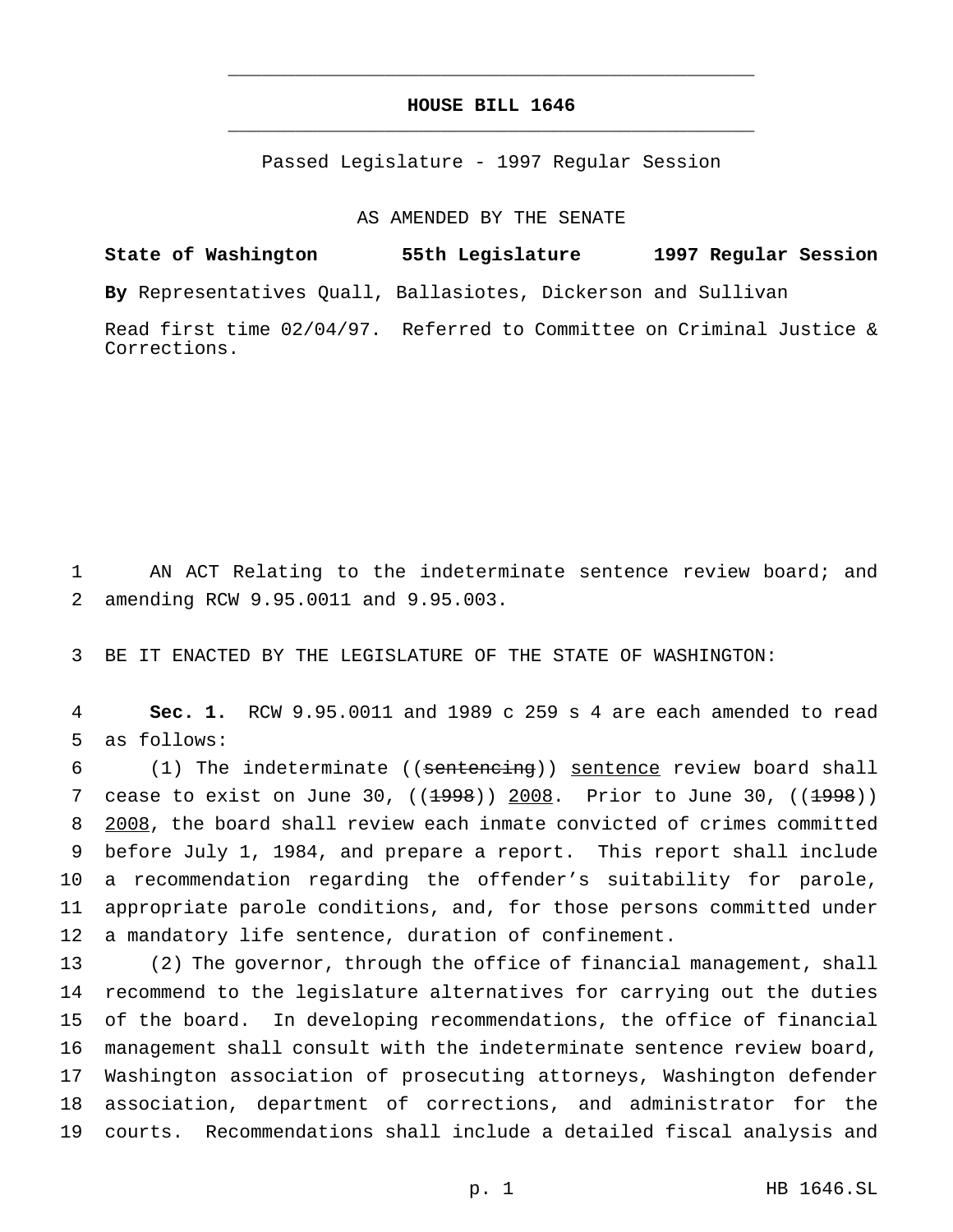# HOUSE BILL 1646

Passed Legislature - 1997 Regular Session

AS AMENDED BY THE SENATE

**State of Washington 55th Legislature 1997 Regular Session**

**By** Representatives Quall, Ballasiotes, Dickerson and Sullivan

Read first time 02/04/97. Referred to Committee on Criminal Justice & Corrections.

AN ACT Relating to the indeterminate sentence review board; and amending RCW 9.95.0011 and 9.95.003.

BE IT ENACTED BY THE LEGISLATURE OF THE STATE OF WASHINGTON:

**Sec. 1.** RCW 9.95.0011 and 1989 c 259 s 4 are each amended to read as follows:

(1) The indeterminate ((~~sentencing~~)) <u>sentence</u> review board shall cease to exist on June 30, ((~~1998~~)) <u>2008</u>. Prior to June 30, ((~~1998~~)) <u>2008</u>, the board shall review each inmate convicted of crimes committed before July 1, 1984, and prepare a report. This report shall include a recommendation regarding the offender's suitability for parole, appropriate parole conditions, and, for those persons committed under a mandatory life sentence, duration of confinement.

(2) The governor, through the office of financial management, shall recommend to the legislature alternatives for carrying out the duties of the board. In developing recommendations, the office of financial management shall consult with the indeterminate sentence review board, Washington association of prosecuting attorneys, Washington defender association, department of corrections, and administrator for the courts. Recommendations shall include a detailed fiscal analysis and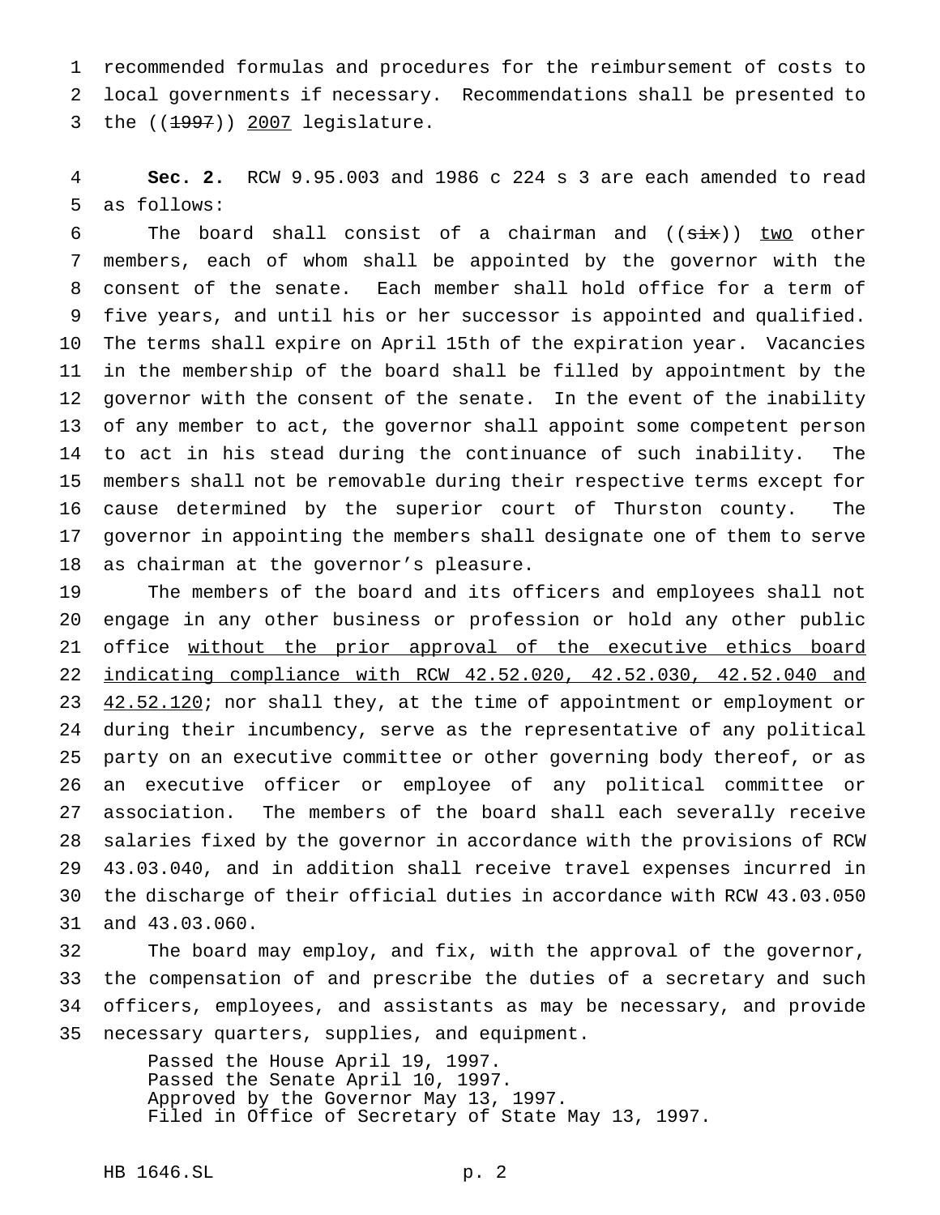recommended formulas and procedures for the reimbursement of costs to local governments if necessary. Recommendations shall be presented to the ((~~1997~~)) <u>2007</u> legislature.

**Sec. 2.** RCW 9.95.003 and 1986 c 224 s 3 are each amended to read as follows:

The board shall consist of a chairman and ((~~six~~)) <u>two</u> other members, each of whom shall be appointed by the governor with the consent of the senate. Each member shall hold office for a term of five years, and until his or her successor is appointed and qualified. The terms shall expire on April 15th of the expiration year. Vacancies in the membership of the board shall be filled by appointment by the governor with the consent of the senate. In the event of the inability of any member to act, the governor shall appoint some competent person to act in his stead during the continuance of such inability. The members shall not be removable during their respective terms except for cause determined by the superior court of Thurston county. The governor in appointing the members shall designate one of them to serve as chairman at the governor's pleasure.

The members of the board and its officers and employees shall not engage in any other business or profession or hold any other public office <u>without the prior approval of the executive ethics board indicating compliance with RCW 42.52.020, 42.52.030, 42.52.040 and 42.52.120</u>; nor shall they, at the time of appointment or employment or during their incumbency, serve as the representative of any political party on an executive committee or other governing body thereof, or as an executive officer or employee of any political committee or association. The members of the board shall each severally receive salaries fixed by the governor in accordance with the provisions of RCW 43.03.040, and in addition shall receive travel expenses incurred in the discharge of their official duties in accordance with RCW 43.03.050 and 43.03.060.

The board may employ, and fix, with the approval of the governor, the compensation of and prescribe the duties of a secretary and such officers, employees, and assistants as may be necessary, and provide necessary quarters, supplies, and equipment.

Passed the House April 19, 1997.
Passed the Senate April 10, 1997.
Approved by the Governor May 13, 1997.
Filed in Office of Secretary of State May 13, 1997.